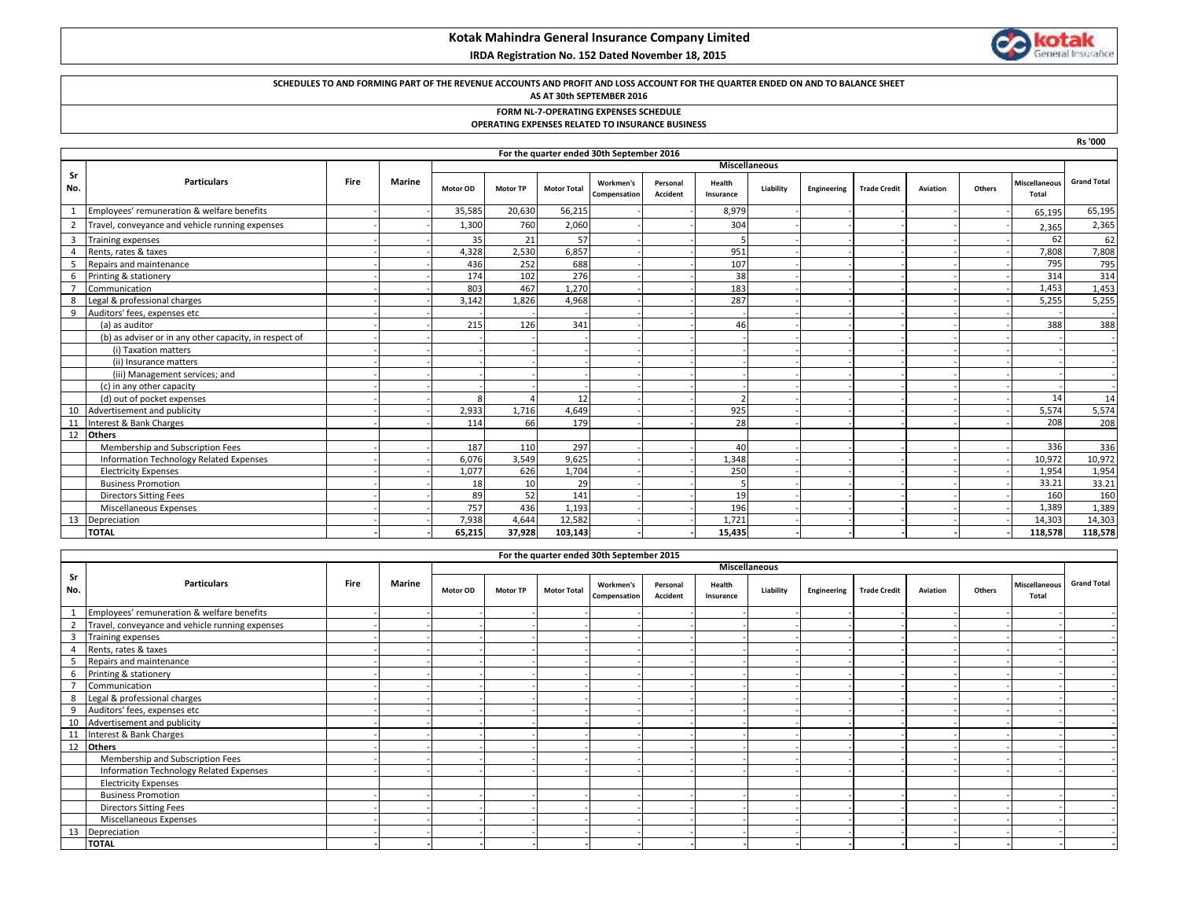# Kotak Mahindra General Insurance Company Limited

**IRDA Registration No. 152 Dated November 18, 2015**

**SCHEDULES TO AND FORMING PART OF THE REVENUE ACCOUNTS AND PROFIT AND LOSS ACCOUNT FOR THE QUARTER ENDED ON AND TO BALANCE SHEET AS AT 30th SEPTEMBER 2016**

**FORM NL-7-OPERATING EXPENSES SCHEDULE**
**OPERATING EXPENSES RELATED TO INSURANCE BUSINESS**

Rs '000

**For the quarter ended 30th September 2016**

| Sr No. | Particulars | Fire | Marine | Miscellaneous | | | | | | | | | | | | Grand Total |
|---|---|---|---|---|---|---|---|---|---|---|---|---|---|---|---|---|
| | | | | Motor OD | Motor TP | Motor Total | Workmen's Compensation | Personal Accident | Health Insurance | Liability | Engineering | Trade Credit | Aviation | Others | Miscellaneous Total | |
| 1 | Employees' remuneration & welfare benefits | - | - | 35,585 | 20,630 | 56,215 | - | - | 8,979 | - | - | - | - | - | 65,195 | 65,195 |
| 2 | Travel, conveyance and vehicle running expenses | - | - | 1,300 | 760 | 2,060 | - | - | 304 | - | - | - | - | - | 2,365 | 2,365 |
| 3 | Training expenses | - | - | 35 | 21 | 57 | - | - | 5 | - | - | - | - | - | 62 | 62 |
| 4 | Rents, rates & taxes | - | - | 4,328 | 2,530 | 6,857 | - | - | 951 | - | - | - | - | - | 7,808 | 7,808 |
| 5 | Repairs and maintenance | - | - | 436 | 252 | 688 | - | - | 107 | - | - | - | - | - | 795 | 795 |
| 6 | Printing & stationery | - | - | 174 | 102 | 276 | - | - | 38 | - | - | - | - | - | 314 | 314 |
| 7 | Communication | - | - | 803 | 467 | 1,270 | - | - | 183 | - | - | - | - | - | 1,453 | 1,453 |
| 8 | Legal & professional charges | - | - | 3,142 | 1,826 | 4,968 | - | - | 287 | - | - | - | - | - | 5,255 | 5,255 |
| 9 | Auditors' fees, expenses etc | - | - | - | - | - | - | - | - | - | - | - | - | - | - | - |
| | (a) as auditor | - | - | 215 | 126 | 341 | - | - | 46 | - | - | - | - | - | 388 | 388 |
| | (b) as adviser or in any other capacity, in respect of | - | - | - | - | - | - | - | - | - | - | - | - | - | - | - |
| | (i) Taxation matters | - | - | - | - | - | - | - | - | - | - | - | - | - | - | - |
| | (ii) Insurance matters | - | - | - | - | - | - | - | - | - | - | - | - | - | - | - |
| | (iii) Management services; and | - | - | - | - | - | - | - | - | - | - | - | - | - | - | - |
| | (c) in any other capacity | - | - | - | - | - | - | - | - | - | - | - | - | - | - | - |
| | (d) out of pocket expenses | - | - | 8 | 4 | 12 | - | - | 2 | - | - | - | - | - | 14 | 14 |
| 10 | Advertisement and publicity | - | - | 2,933 | 1,716 | 4,649 | - | - | 925 | - | - | - | - | - | 5,574 | 5,574 |
| 11 | Interest & Bank Charges | - | - | 114 | 66 | 179 | - | - | 28 | - | - | - | - | - | 208 | 208 |
| 12 | **Others** | | | | | | | | | | | | | | | |
| | Membership and Subscription Fees | - | - | 187 | 110 | 297 | - | - | 40 | - | - | - | - | - | 336 | 336 |
| | Information Technology Related Expenses | - | - | 6,076 | 3,549 | 9,625 | - | - | 1,348 | - | - | - | - | - | 10,972 | 10,972 |
| | Electricity Expenses | - | - | 1,077 | 626 | 1,704 | - | - | 250 | - | - | - | - | - | 1,954 | 1,954 |
| | Business Promotion | - | - | 18 | 10 | 29 | - | - | 5 | - | - | - | - | - | 33.21 | 33.21 |
| | Directors Sitting Fees | - | - | 89 | 52 | 141 | - | - | 19 | - | - | - | - | - | 160 | 160 |
| | Miscellaneous Expenses | - | - | 757 | 436 | 1,193 | - | - | 196 | - | - | - | - | - | 1,389 | 1,389 |
| 13 | Depreciation | - | - | 7,938 | 4,644 | 12,582 | - | - | 1,721 | - | - | - | - | - | 14,303 | 14,303 |
| | **TOTAL** | **-** | **-** | **65,215** | **37,928** | **103,143** | **-** | **-** | **15,435** | **-** | **-** | **-** | **-** | **-** | **118,578** | **118,578** |

**For the quarter ended 30th September 2015**

| Sr No. | Particulars | Fire | Marine | Miscellaneous | | | | | | | | | | | | Grand Total |
|---|---|---|---|---|---|---|---|---|---|---|---|---|---|---|---|---|
| | | | | Motor OD | Motor TP | Motor Total | Workmen's Compensation | Personal Accident | Health Insurance | Liability | Engineering | Trade Credit | Aviation | Others | Miscellaneous Total | |
| 1 | Employees' remuneration & welfare benefits | - | - | - | - | - | - | - | - | - | - | - | - | - | - | - |
| 2 | Travel, conveyance and vehicle running expenses | - | - | - | - | - | - | - | - | - | - | - | - | - | - | - |
| 3 | Training expenses | - | - | - | - | - | - | - | - | - | - | - | - | - | - | - |
| 4 | Rents, rates & taxes | - | - | - | - | - | - | - | - | - | - | - | - | - | - | - |
| 5 | Repairs and maintenance | - | - | - | - | - | - | - | - | - | - | - | - | - | - | - |
| 6 | Printing & stationery | - | - | - | - | - | - | - | - | - | - | - | - | - | - | - |
| 7 | Communication | - | - | - | - | - | - | - | - | - | - | - | - | - | - | - |
| 8 | Legal & professional charges | - | - | - | - | - | - | - | - | - | - | - | - | - | - | - |
| 9 | Auditors' fees, expenses etc | - | - | - | - | - | - | - | - | - | - | - | - | - | - | - |
| 10 | Advertisement and publicity | - | - | - | - | - | - | - | - | - | - | - | - | - | - | - |
| 11 | Interest & Bank Charges | - | - | - | - | - | - | - | - | - | - | - | - | - | - | - |
| 12 | **Others** | - | - | - | - | - | - | - | - | - | - | - | - | - | - | - |
| | Membership and Subscription Fees | - | - | - | - | - | - | - | - | - | - | - | - | - | - | - |
| | Information Technology Related Expenses | - | - | - | - | - | - | - | - | - | - | - | - | - | - | - |
| | Electricity Expenses | | | | | | | | | | | | | | | |
| | Business Promotion | - | - | - | - | - | - | - | - | - | - | - | - | - | - | - |
| | Directors Sitting Fees | - | - | - | - | - | - | - | - | - | - | - | - | - | - | - |
| | Miscellaneous Expenses | - | - | - | - | - | - | - | - | - | - | - | - | - | - | - |
| 13 | Depreciation | - | - | - | - | - | - | - | - | - | - | - | - | - | - | - |
| | **TOTAL** | **-** | **-** | **-** | **-** | **-** | **-** | **-** | **-** | **-** | **-** | **-** | **-** | **-** | **-** | **-** |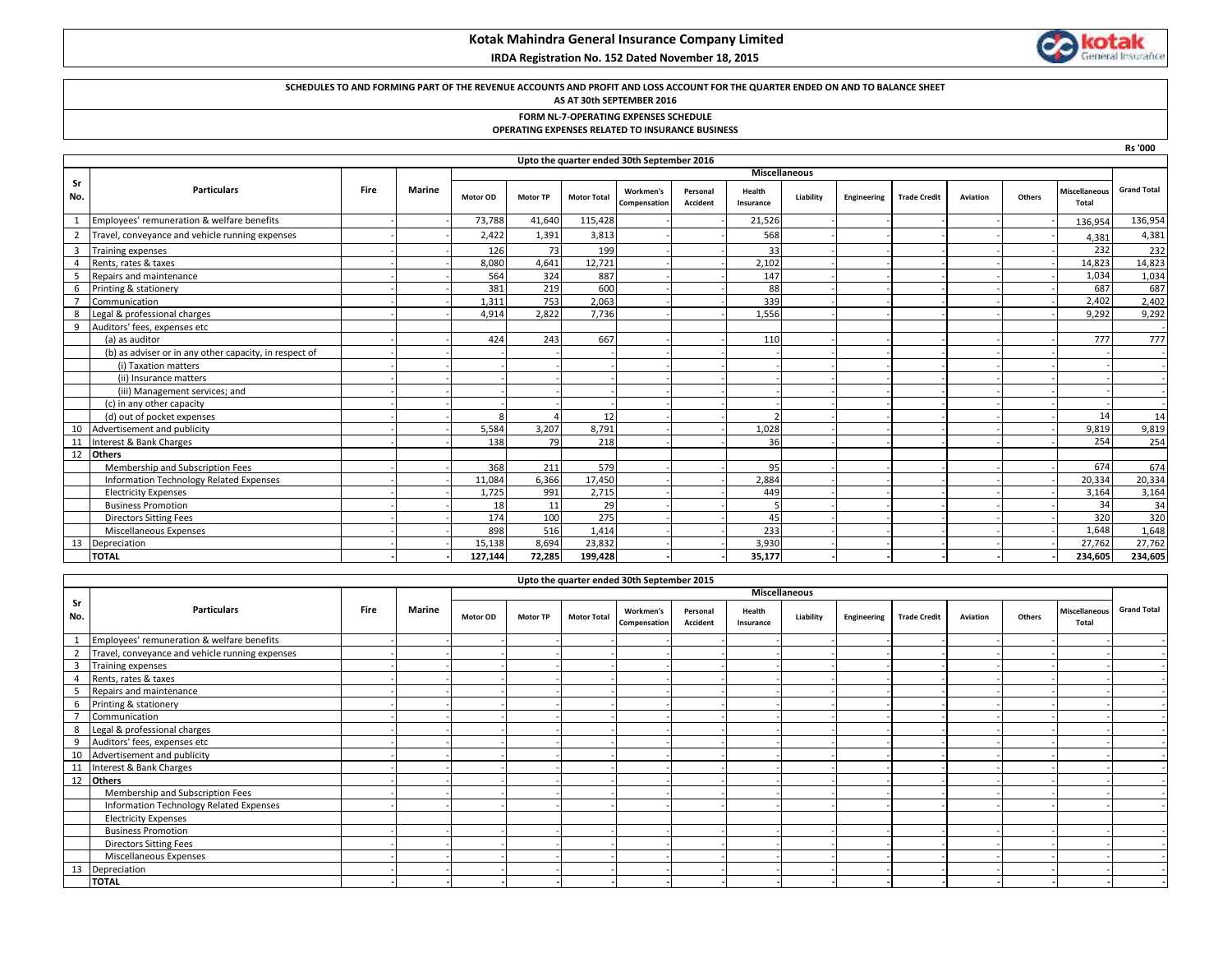# Kotak Mahindra General Insurance Company Limited

**IRDA Registration No. 152 Dated November 18, 2015**

**SCHEDULES TO AND FORMING PART OF THE REVENUE ACCOUNTS AND PROFIT AND LOSS ACCOUNT FOR THE QUARTER ENDED ON AND TO BALANCE SHEET AS AT 30th SEPTEMBER 2016**

**FORM NL-7-OPERATING EXPENSES SCHEDULE**
**OPERATING EXPENSES RELATED TO INSURANCE BUSINESS**

Rs '000

**Upto the quarter ended 30th September 2016**

| Sr No. | Particulars | Fire | Marine | Miscellaneous | | | | | | | | | | | | Grand Total |
|---|---|---|---|---|---|---|---|---|---|---|---|---|---|---|---|---|
| | | | | Motor OD | Motor TP | Motor Total | Workmen's Compensation | Personal Accident | Health Insurance | Liability | Engineering | Trade Credit | Aviation | Others | Miscellaneous Total | |
| 1 | Employees' remuneration & welfare benefits | - | - | 73,788 | 41,640 | 115,428 | - | - | 21,526 | - | - | - | - | - | 136,954 | 136,954 |
| 2 | Travel, conveyance and vehicle running expenses | - | - | 2,422 | 1,391 | 3,813 | - | - | 568 | - | - | - | - | - | 4,381 | 4,381 |
| 3 | Training expenses | - | - | 126 | 73 | 199 | - | - | 33 | - | - | - | - | - | 232 | 232 |
| 4 | Rents, rates & taxes | - | - | 8,080 | 4,641 | 12,721 | - | - | 2,102 | - | - | - | - | - | 14,823 | 14,823 |
| 5 | Repairs and maintenance | - | - | 564 | 324 | 887 | - | - | 147 | - | - | - | - | - | 1,034 | 1,034 |
| 6 | Printing & stationery | - | - | 381 | 219 | 600 | - | - | 88 | - | - | - | - | - | 687 | 687 |
| 7 | Communication | - | - | 1,311 | 753 | 2,063 | - | - | 339 | - | - | - | - | - | 2,402 | 2,402 |
| 8 | Legal & professional charges | - | - | 4,914 | 2,822 | 7,736 | - | - | 1,556 | - | - | - | - | - | 9,292 | 9,292 |
| 9 | Auditors' fees, expenses etc | | | | | | | | | | | | | | | - |
| | (a) as auditor | - | - | 424 | 243 | 667 | - | - | 110 | - | - | - | - | - | 777 | 777 |
| | (b) as adviser or in any other capacity, in respect of | - | - | - | - | - | - | - | - | - | - | - | - | - | - | - |
| | (i) Taxation matters | - | - | - | - | - | - | - | - | - | - | - | - | - | - | - |
| | (ii) Insurance matters | - | - | - | - | - | - | - | - | - | - | - | - | - | - | - |
| | (iii) Management services; and | - | - | - | - | - | - | - | - | - | - | - | - | - | - | - |
| | (c) in any other capacity | - | - | - | - | - | - | - | - | - | - | - | - | - | - | - |
| | (d) out of pocket expenses | - | - | 8 | 4 | 12 | - | - | 2 | - | - | - | - | - | 14 | 14 |
| 10 | Advertisement and publicity | - | - | 5,584 | 3,207 | 8,791 | - | - | 1,028 | - | - | - | - | - | 9,819 | 9,819 |
| 11 | Interest & Bank Charges | - | - | 138 | 79 | 218 | - | - | 36 | - | - | - | - | - | 254 | 254 |
| 12 | **Others** | | | | | | | | | | | | | | | |
| | Membership and Subscription Fees | - | - | 368 | 211 | 579 | - | - | 95 | - | - | - | - | - | 674 | 674 |
| | Information Technology Related Expenses | - | - | 11,084 | 6,366 | 17,450 | - | - | 2,884 | - | - | - | - | - | 20,334 | 20,334 |
| | Electricity Expenses | - | - | 1,725 | 991 | 2,715 | - | - | 449 | - | - | - | - | - | 3,164 | 3,164 |
| | Business Promotion | - | - | 18 | 11 | 29 | - | - | 5 | - | - | - | - | - | 34 | 34 |
| | Directors Sitting Fees | - | - | 174 | 100 | 275 | - | - | 45 | - | - | - | - | - | 320 | 320 |
| | Miscellaneous Expenses | - | - | 898 | 516 | 1,414 | - | - | 233 | - | - | - | - | - | 1,648 | 1,648 |
| 13 | Depreciation | - | - | 15,138 | 8,694 | 23,832 | - | - | 3,930 | - | - | - | - | - | 27,762 | 27,762 |
| | **TOTAL** | **-** | **-** | **127,144** | **72,285** | **199,428** | **-** | **-** | **35,177** | **-** | **-** | **-** | **-** | **-** | **234,605** | **234,605** |

**Upto the quarter ended 30th September 2015**

| Sr No. | Particulars | Fire | Marine | Miscellaneous | | | | | | | | | | | | Grand Total |
|---|---|---|---|---|---|---|---|---|---|---|---|---|---|---|---|---|
| | | | | Motor OD | Motor TP | Motor Total | Workmen's Compensation | Personal Accident | Health Insurance | Liability | Engineering | Trade Credit | Aviation | Others | Miscellaneous Total | |
| 1 | Employees' remuneration & welfare benefits | - | - | - | - | - | - | - | - | - | - | - | - | - | - | - |
| 2 | Travel, conveyance and vehicle running expenses | - | - | - | - | - | - | - | - | - | - | - | - | - | - | - |
| 3 | Training expenses | - | - | - | - | - | - | - | - | - | - | - | - | - | - | - |
| 4 | Rents, rates & taxes | - | - | - | - | - | - | - | - | - | - | - | - | - | - | - |
| 5 | Repairs and maintenance | - | - | - | - | - | - | - | - | - | - | - | - | - | - | - |
| 6 | Printing & stationery | - | - | - | - | - | - | - | - | - | - | - | - | - | - | - |
| 7 | Communication | - | - | - | - | - | - | - | - | - | - | - | - | - | - | - |
| 8 | Legal & professional charges | - | - | - | - | - | - | - | - | - | - | - | - | - | - | - |
| 9 | Auditors' fees, expenses etc | - | - | - | - | - | - | - | - | - | - | - | - | - | - | - |
| 10 | Advertisement and publicity | - | - | - | - | - | - | - | - | - | - | - | - | - | - | - |
| 11 | Interest & Bank Charges | - | - | - | - | - | - | - | - | - | - | - | - | - | - | - |
| 12 | **Others** | - | - | - | - | - | - | - | - | - | - | - | - | - | - | - |
| | Membership and Subscription Fees | - | - | - | - | - | - | - | - | - | - | - | - | - | - | - |
| | Information Technology Related Expenses | - | - | - | - | - | - | - | - | - | - | - | - | - | - | - |
| | Electricity Expenses | | | | | | | | | | | | | | | |
| | Business Promotion | - | - | - | - | - | - | - | - | - | - | - | - | - | - | - |
| | Directors Sitting Fees | - | - | - | - | - | - | - | - | - | - | - | - | - | - | - |
| | Miscellaneous Expenses | - | - | - | - | - | - | - | - | - | - | - | - | - | - | - |
| 13 | Depreciation | - | - | - | - | - | - | - | - | - | - | - | - | - | - | - |
| | **TOTAL** | **-** | **-** | **-** | **-** | **-** | **-** | **-** | **-** | **-** | **-** | **-** | **-** | **-** | **-** | **-** |